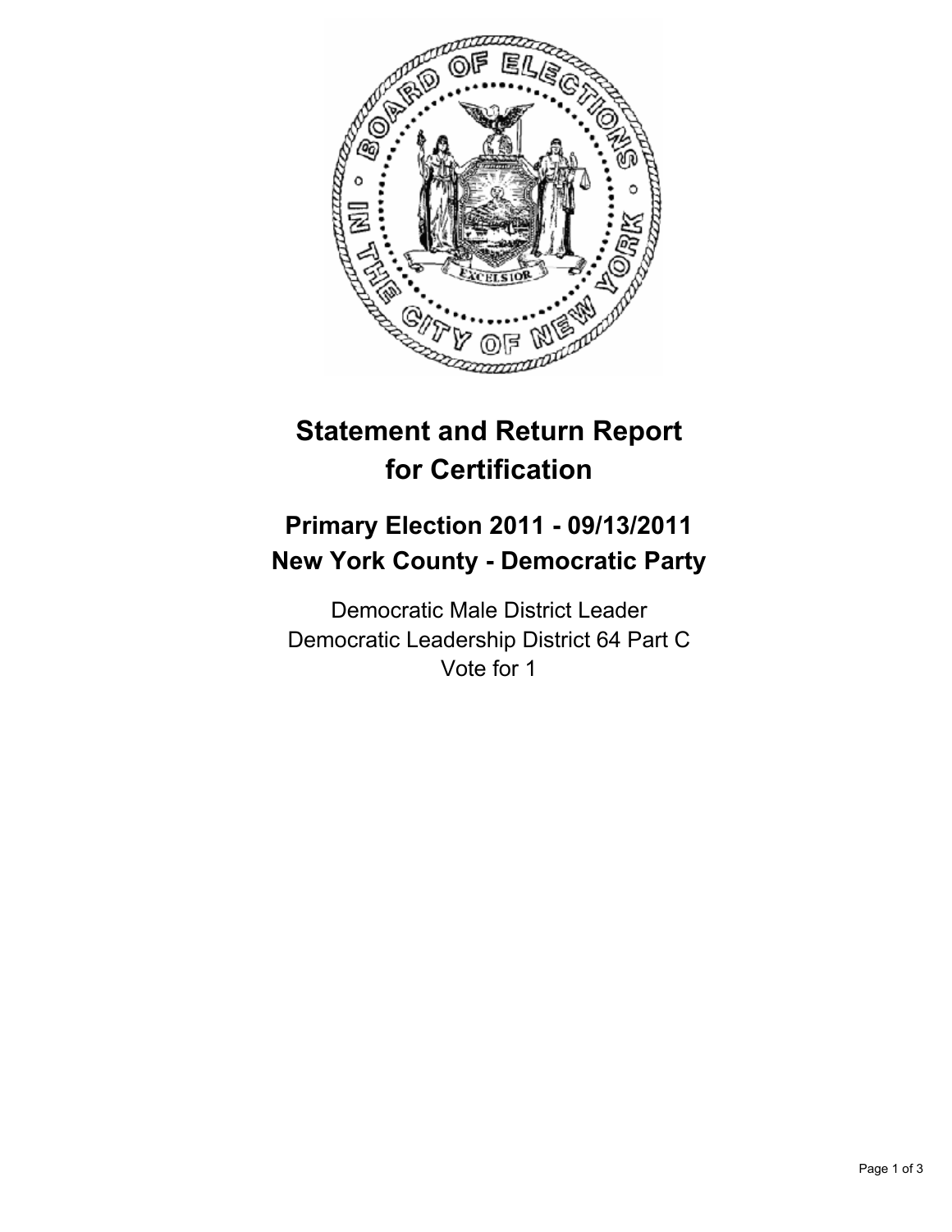# Statement and Return Report for Certification

## Primary Election 2011 - 09/13/2011
## New York County - Democratic Party

Democratic Male District Leader
Democratic Leadership District 64 Part C
Vote for 1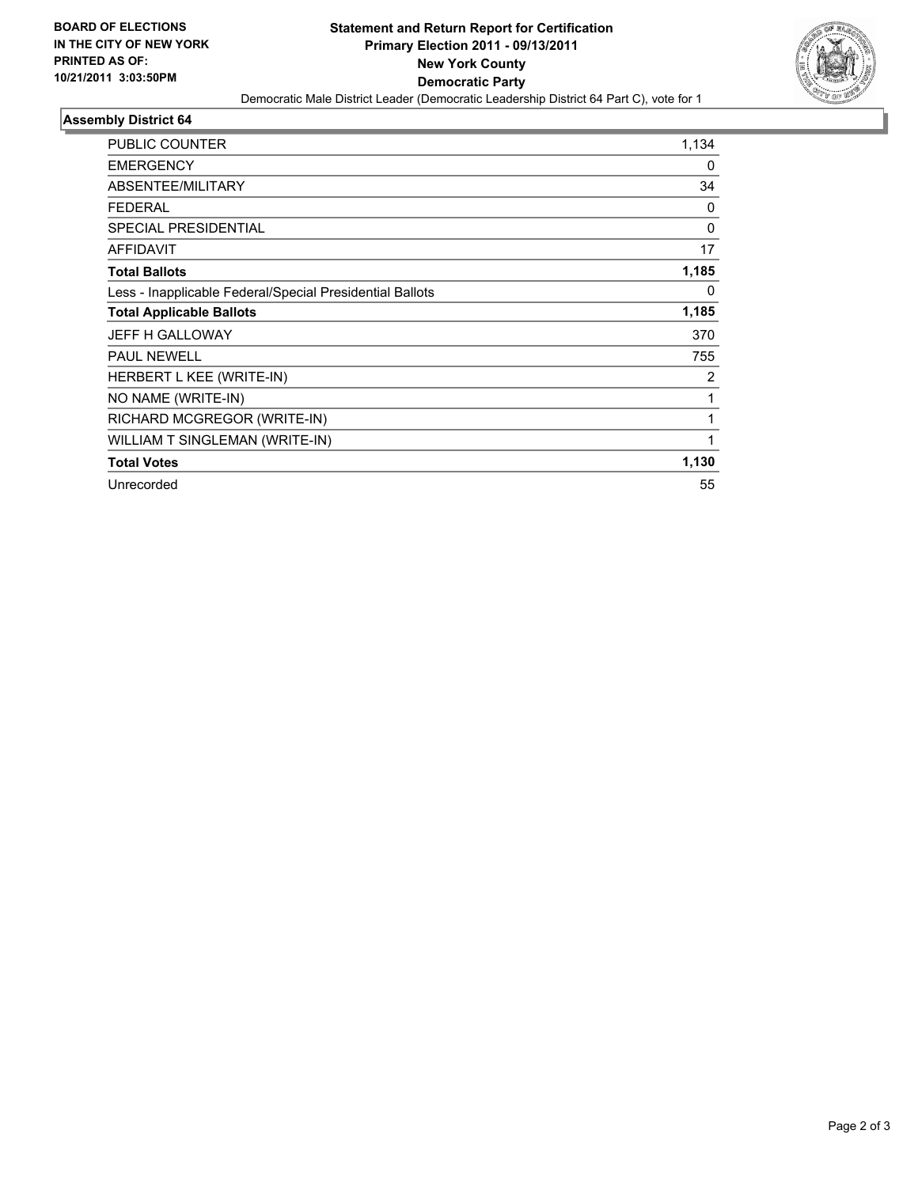**BOARD OF ELECTIONS IN THE CITY OF NEW YORK PRINTED AS OF: 10/21/2011 3:03:50PM**

# Statement and Return Report for Certification
## Primary Election 2011 - 09/13/2011
## New York County
## Democratic Party

Democratic Male District Leader (Democratic Leadership District 64 Part C), vote for 1

### Assembly District 64

| | |
|---|---|
| PUBLIC COUNTER | 1,134 |
| EMERGENCY | 0 |
| ABSENTEE/MILITARY | 34 |
| FEDERAL | 0 |
| SPECIAL PRESIDENTIAL | 0 |
| AFFIDAVIT | 17 |
| **Total Ballots** | **1,185** |
| Less - Inapplicable Federal/Special Presidential Ballots | 0 |
| **Total Applicable Ballots** | **1,185** |
| JEFF H GALLOWAY | 370 |
| PAUL NEWELL | 755 |
| HERBERT L KEE (WRITE-IN) | 2 |
| NO NAME (WRITE-IN) | 1 |
| RICHARD MCGREGOR (WRITE-IN) | 1 |
| WILLIAM T SINGLEMAN (WRITE-IN) | 1 |
| **Total Votes** | **1,130** |
| Unrecorded | 55 |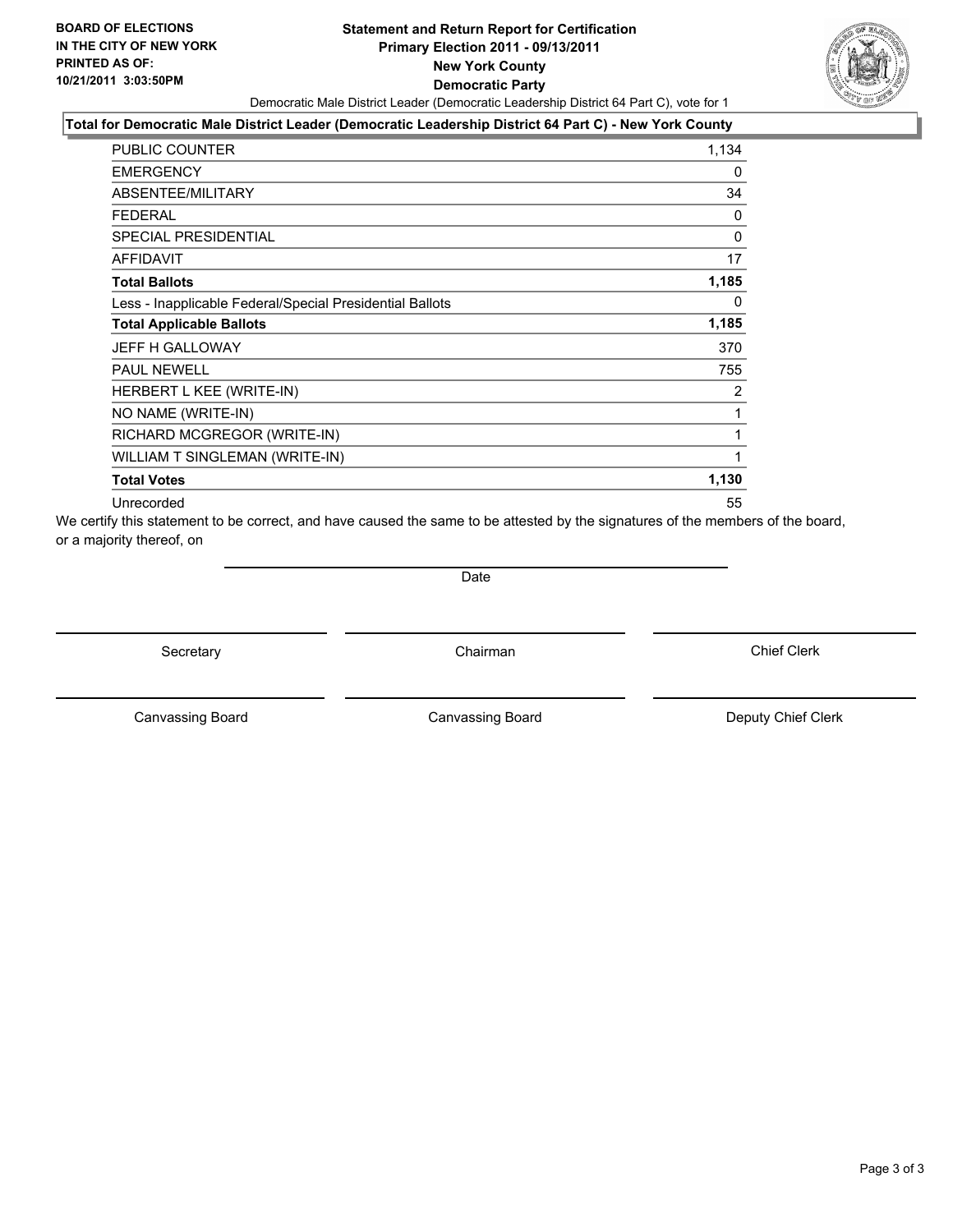**BOARD OF ELECTIONS IN THE CITY OF NEW YORK PRINTED AS OF: 10/21/2011 3:03:50PM**

**Statement and Return Report for Certification**
**Primary Election 2011 - 09/13/2011**
**New York County**
**Democratic Party**

Democratic Male District Leader (Democratic Leadership District 64 Part C), vote for 1

**Total for Democratic Male District Leader (Democratic Leadership District 64 Part C) - New York County**

| | |
|---|---|
| PUBLIC COUNTER | 1,134 |
| EMERGENCY | 0 |
| ABSENTEE/MILITARY | 34 |
| FEDERAL | 0 |
| SPECIAL PRESIDENTIAL | 0 |
| AFFIDAVIT | 17 |
| **Total Ballots** | **1,185** |
| Less - Inapplicable Federal/Special Presidential Ballots | 0 |
| **Total Applicable Ballots** | **1,185** |
| JEFF H GALLOWAY | 370 |
| PAUL NEWELL | 755 |
| HERBERT L KEE (WRITE-IN) | 2 |
| NO NAME (WRITE-IN) | 1 |
| RICHARD MCGREGOR (WRITE-IN) | 1 |
| WILLIAM T SINGLEMAN (WRITE-IN) | 1 |
| **Total Votes** | **1,130** |
| Unrecorded | 55 |

We certify this statement to be correct, and have caused the same to be attested by the signatures of the members of the board, or a majority thereof, on

Date

Secretary | Chairman | Chief Clerk

Canvassing Board | Canvassing Board | Deputy Chief Clerk